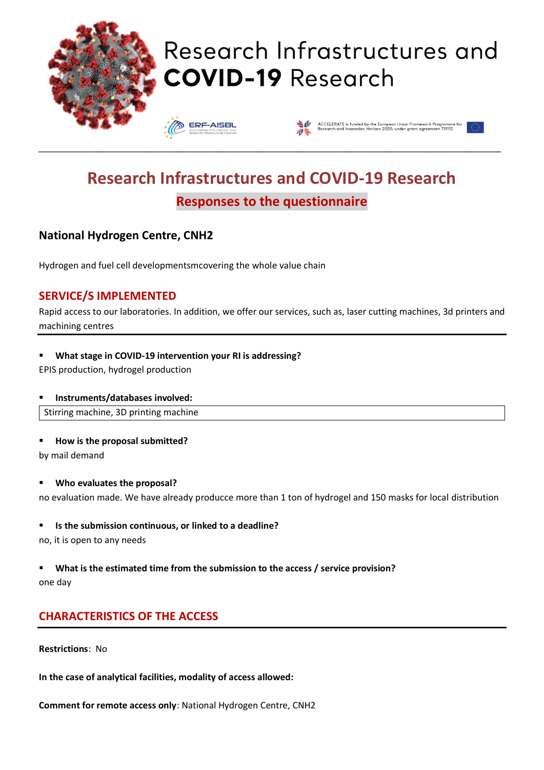# Research Infrastructures and COVID-19 Research

ERF-AISBL Association of European-level Research Infrastructure Facilities

ACCELERATE is funded by the European Union Framework Programme for Research and Innovation Horizon 2020, under grant agreement 731112

## Research Infrastructures and COVID-19 Research

### Responses to the questionnaire

### National Hydrogen Centre, CNH2

Hydrogen and fuel cell developmentsmcovering the whole value chain

## SERVICE/S IMPLEMENTED

Rapid access to our laboratories. In addition, we offer our services, such as, laser cutting machines, 3d printers and machining centres

- **What stage in COVID-19 intervention your RI is addressing?**

EPIS production, hydrogel production

- **Instruments/databases involved:**

Stirring machine, 3D printing machine

- **How is the proposal submitted?**

by mail demand

- **Who evaluates the proposal?**

no evaluation made. We have already producce more than 1 ton of hydrogel and 150 masks for local distribution

- **Is the submission continuous, or linked to a deadline?**

no, it is open to any needs

- **What is the estimated time from the submission to the access / service provision?**

one day

## CHARACTERISTICS OF THE ACCESS

**Restrictions**: No

**In the case of analytical facilities, modality of access allowed:**

**Comment for remote access only**: National Hydrogen Centre, CNH2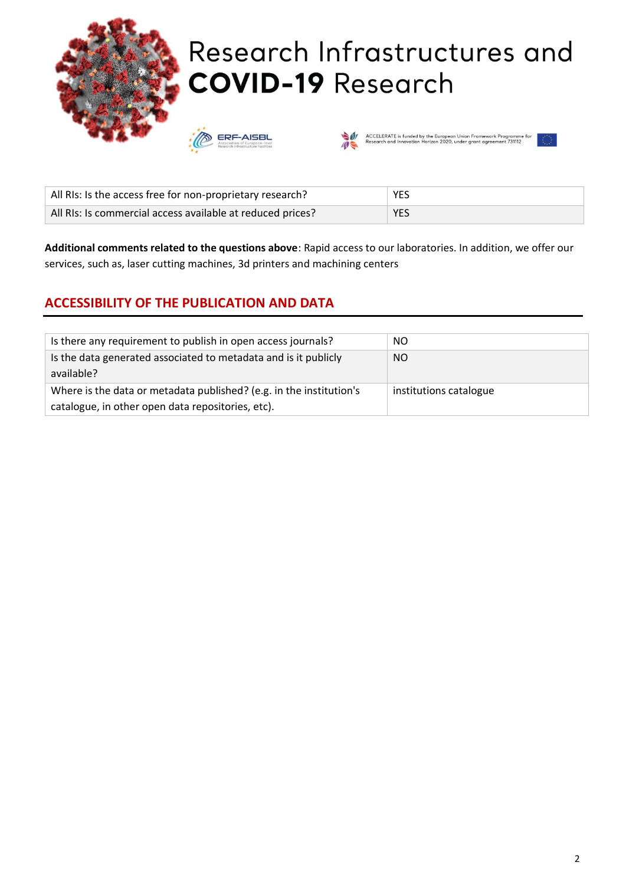# Research Infrastructures and **COVID-19** Research

| | |
|---|---|
| All RIs: Is the access free for non-proprietary research? | YES |
| All RIs: Is commercial access available at reduced prices? | YES |

**Additional comments related to the questions above**: Rapid access to our laboratories. In addition, we offer our services, such as, laser cutting machines, 3d printers and machining centers

## ACCESSIBILITY OF THE PUBLICATION AND DATA

| | |
|---|---|
| Is there any requirement to publish in open access journals? | NO |
| Is the data generated associated to metadata and is it publicly available? | NO |
| Where is the data or metadata published? (e.g. in the institution's catalogue, in other open data repositories, etc). | institutions catalogue |